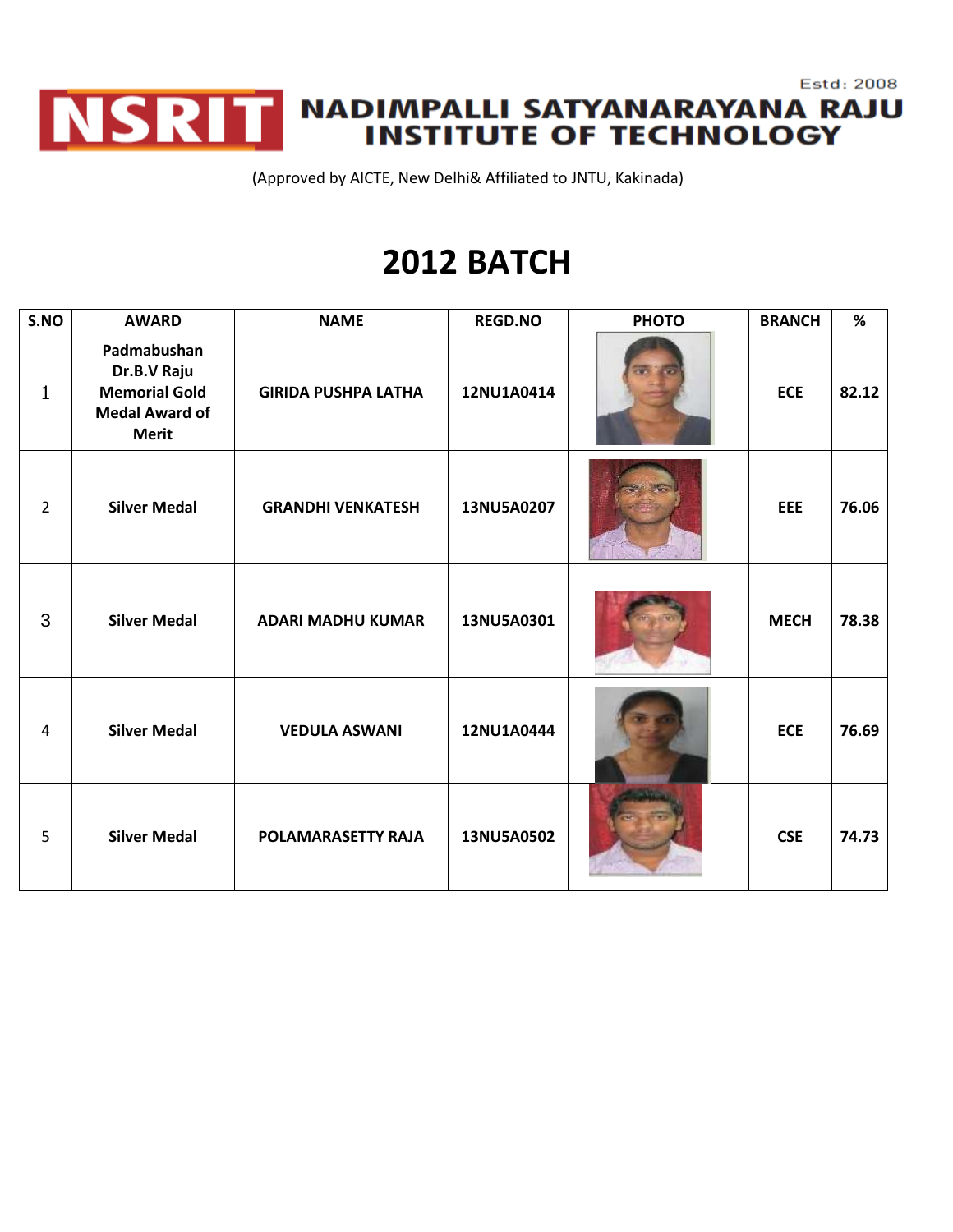Estd: 2008

# NSRIT NADIMPALLI SATYANARAYANA RAJU INSTITUTE OF TECHNOLOGY

(Approved by AICTE, New Delhi& Affiliated to JNTU, Kakinada)

## 2012 BATCH

| S.NO | AWARD | NAME | REGD.NO | PHOTO | BRANCH | % |
|---|---|---|---|---|---|---|
| 1 | **Padmabushan Dr.B.V Raju Memorial Gold Medal Award of Merit** | **GIRIDA PUSHPA LATHA** | **12NU1A0414** | | **ECE** | **82.12** |
| 2 | **Silver Medal** | **GRANDHI VENKATESH** | **13NU5A0207** | | **EEE** | **76.06** |
| 3 | **Silver Medal** | **ADARI MADHU KUMAR** | **13NU5A0301** | | **MECH** | **78.38** |
| 4 | **Silver Medal** | **VEDULA ASWANI** | **12NU1A0444** | | **ECE** | **76.69** |
| 5 | **Silver Medal** | **POLAMARASETTY RAJA** | **13NU5A0502** | | **CSE** | **74.73** |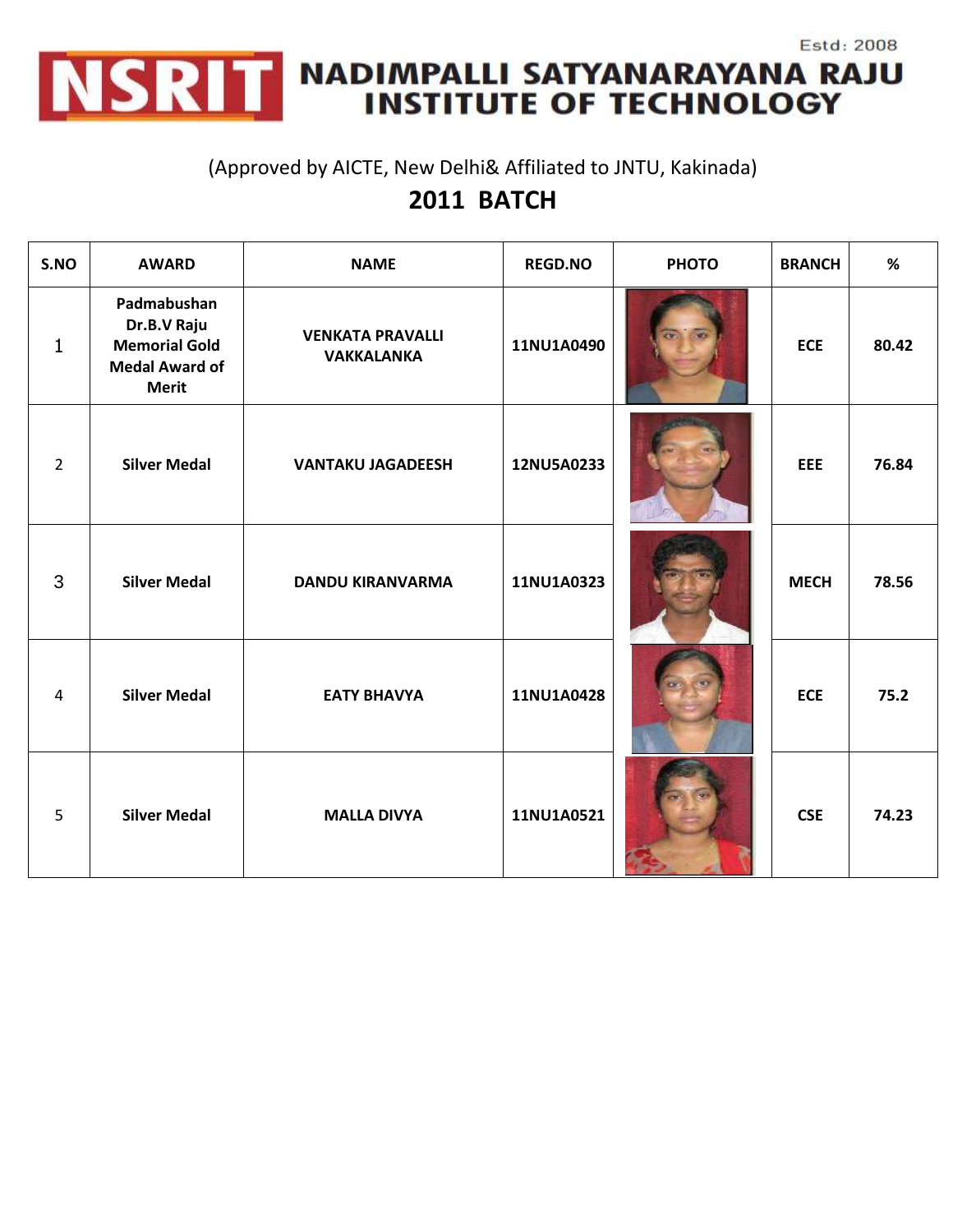# NSRIT NADIMPALLI SATYANARAYANA RAJU INSTITUTE OF TECHNOLOGY

Estd: 2008

(Approved by AICTE, New Delhi& Affiliated to JNTU, Kakinada)

## 2011 BATCH

| S.NO | AWARD | NAME | REGD.NO | PHOTO | BRANCH | % |
|---|---|---|---|---|---|---|
| 1 | Padmabushan Dr.B.V Raju Memorial Gold Medal Award of Merit | VENKATA PRAVALLI VAKKALANKA | 11NU1A0490 | | ECE | 80.42 |
| 2 | Silver Medal | VANTAKU JAGADEESH | 12NU5A0233 | | EEE | 76.84 |
| 3 | Silver Medal | DANDU KIRANVARMA | 11NU1A0323 | | MECH | 78.56 |
| 4 | Silver Medal | EATY BHAVYA | 11NU1A0428 | | ECE | 75.2 |
| 5 | Silver Medal | MALLA DIVYA | 11NU1A0521 | | CSE | 74.23 |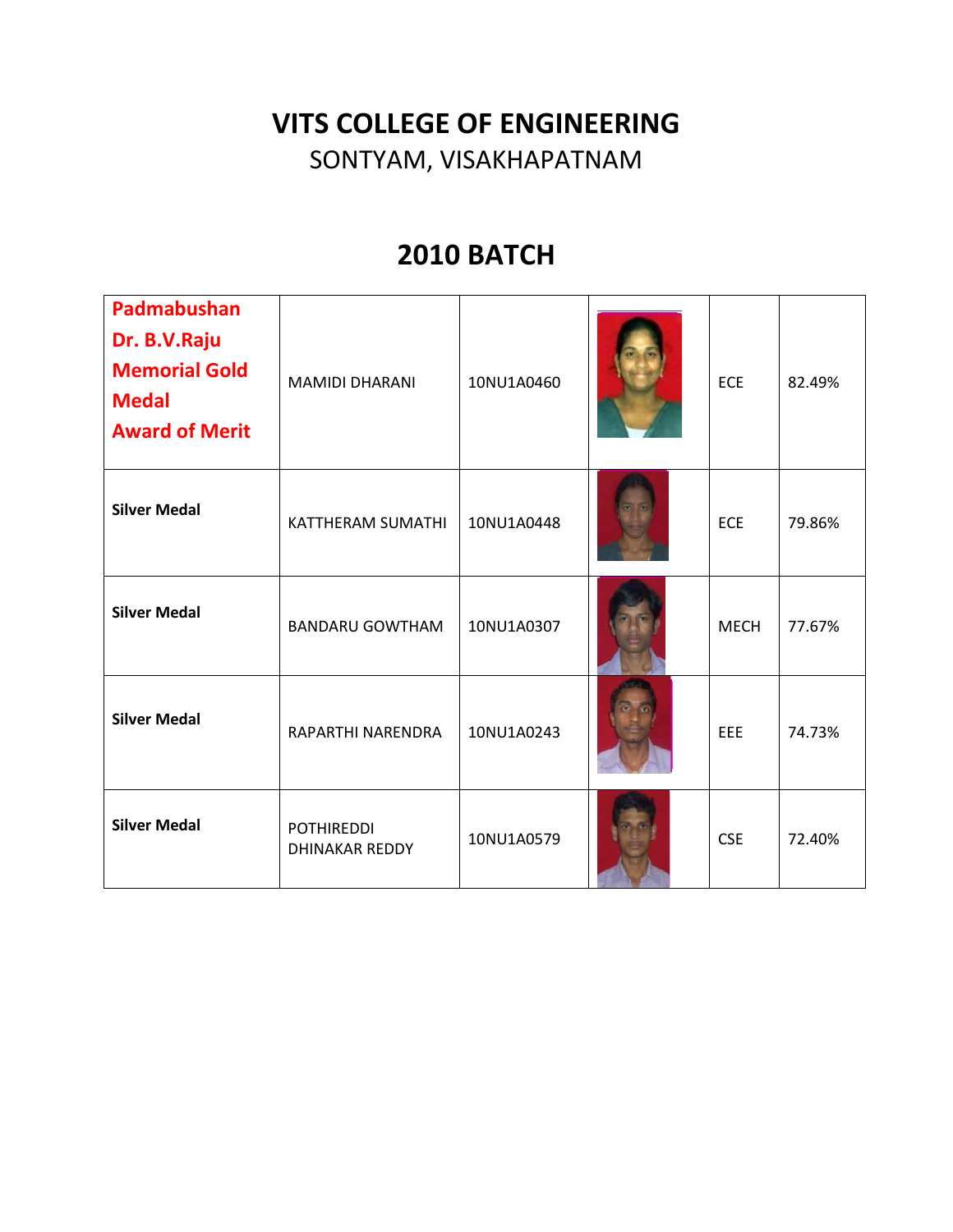# VITS COLLEGE OF ENGINEERING

SONTYAM, VISAKHAPATNAM

## 2010 BATCH

| | | | | | |
|---|---|---|---|---|---|
| **Padmabushan Dr. B.V.Raju Memorial Gold Medal Award of Merit** | MAMIDI DHARANI | 10NU1A0460 | | ECE | 82.49% |
| **Silver Medal** | KATTHERAM SUMATHI | 10NU1A0448 | | ECE | 79.86% |
| **Silver Medal** | BANDARU GOWTHAM | 10NU1A0307 | | MECH | 77.67% |
| **Silver Medal** | RAPARTHI NARENDRA | 10NU1A0243 | | EEE | 74.73% |
| **Silver Medal** | POTHIREDDI DHINAKAR REDDY | 10NU1A0579 | | CSE | 72.40% |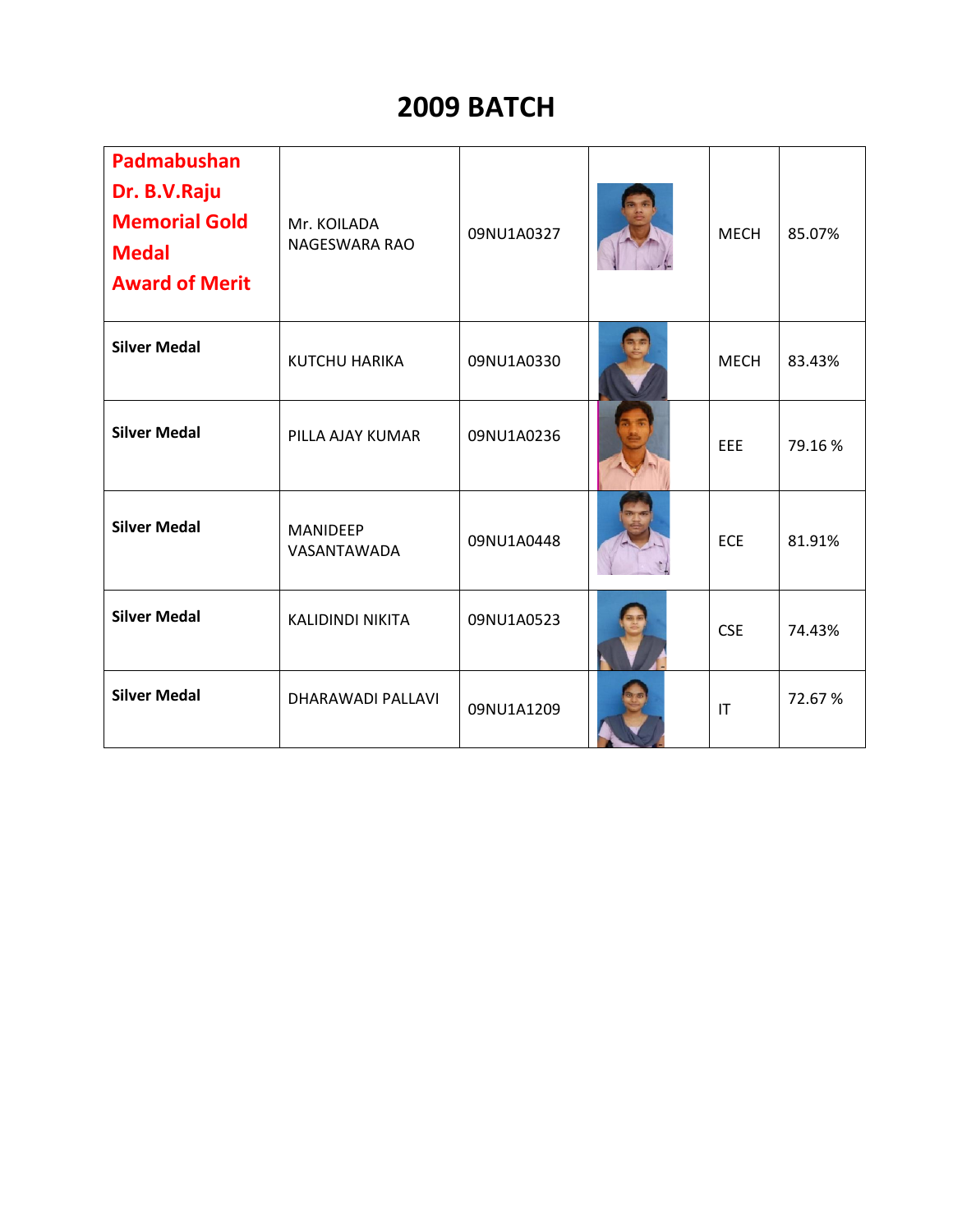# 2009 BATCH

| | | | | | |
|---|---|---|---|---|---|
| **Padmabushan Dr. B.V.Raju Memorial Gold Medal Award of Merit** | Mr. KOILADA NAGESWARA RAO | 09NU1A0327 | | MECH | 85.07% |
| **Silver Medal** | KUTCHU HARIKA | 09NU1A0330 | | MECH | 83.43% |
| **Silver Medal** | PILLA AJAY KUMAR | 09NU1A0236 | | EEE | 79.16 % |
| **Silver Medal** | MANIDEEP VASANTAWADA | 09NU1A0448 | | ECE | 81.91% |
| **Silver Medal** | KALIDINDI NIKITA | 09NU1A0523 | | CSE | 74.43% |
| **Silver Medal** | DHARAWADI PALLAVI | 09NU1A1209 | | IT | 72.67 % |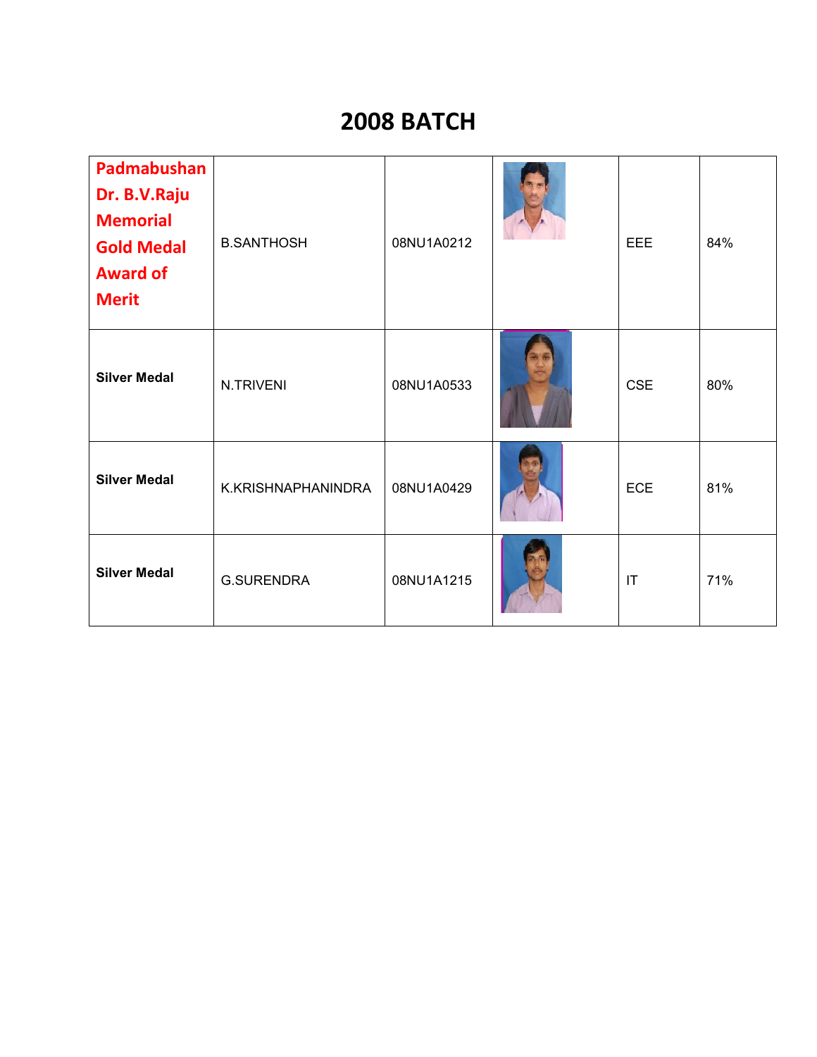# 2008 BATCH

| | | | | | |
|---|---|---|---|---|---|
| **Padmabushan Dr. B.V.Raju Memorial Gold Medal Award of Merit** | B.SANTHOSH | 08NU1A0212 | | EEE | 84% |
| **Silver Medal** | N.TRIVENI | 08NU1A0533 | | CSE | 80% |
| **Silver Medal** | K.KRISHNAPHANINDRA | 08NU1A0429 | | ECE | 81% |
| **Silver Medal** | G.SURENDRA | 08NU1A1215 | | IT | 71% |